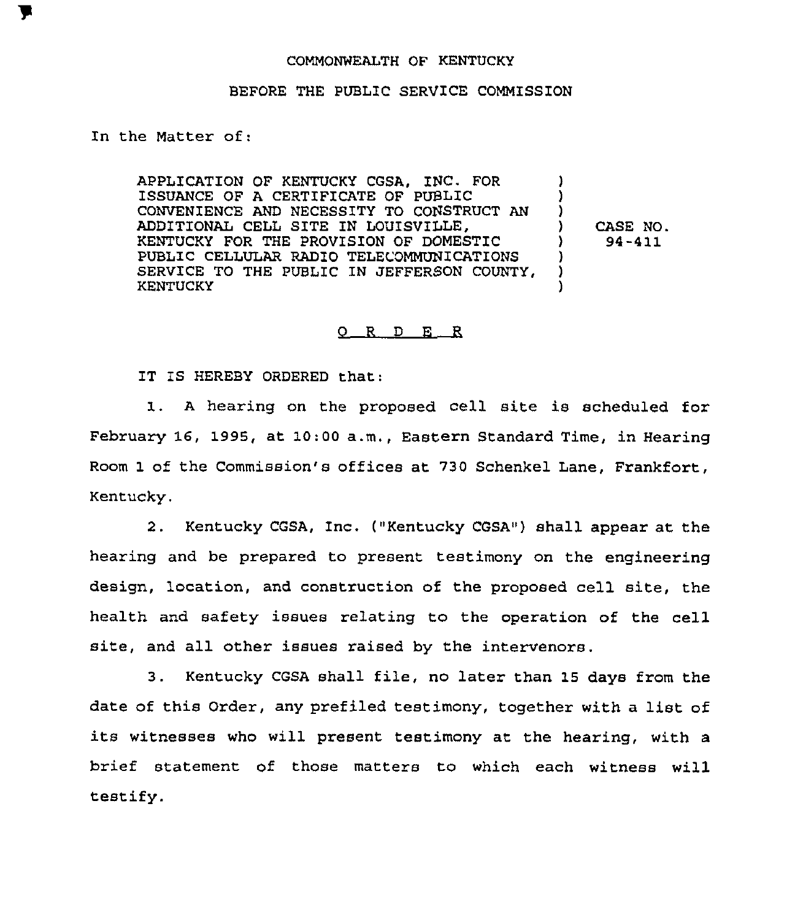COMMONWEALTH OF KENTUCKY

BEFORE THE PUBLIC SERVICE COMMISSION

In the Matter of:

| | | |
|---|---|---|
| APPLICATION OF KENTUCKY CGSA, INC. FOR ISSUANCE OF A CERTIFICATE OF PUBLIC CONVENIENCE AND NECESSITY TO CONSTRUCT AN ADDITIONAL CELL SITE IN LOUISVILLE, KENTUCKY FOR THE PROVISION OF DOMESTIC PUBLIC CELLULAR RADIO TELECOMMUNICATIONS SERVICE TO THE PUBLIC IN JEFFERSON COUNTY, KENTUCKY | ) | CASE NO. 94-411 |

## O R D E R

IT IS HEREBY ORDERED that:

1. A hearing on the proposed cell site is scheduled for February 16, 1995, at 10:00 a.m., Eastern Standard Time, in Hearing Room 1 of the Commission's offices at 730 Schenkel Lane, Frankfort, Kentucky.

2. Kentucky CGSA, Inc. ("Kentucky CGSA") shall appear at the hearing and be prepared to present testimony on the engineering design, location, and construction of the proposed cell site, the health and safety issues relating to the operation of the cell site, and all other issues raised by the intervenors.

3. Kentucky CGSA shall file, no later than 15 days from the date of this Order, any prefiled testimony, together with a list of its witnesses who will present testimony at the hearing, with a brief statement of those matters to which each witness will testify.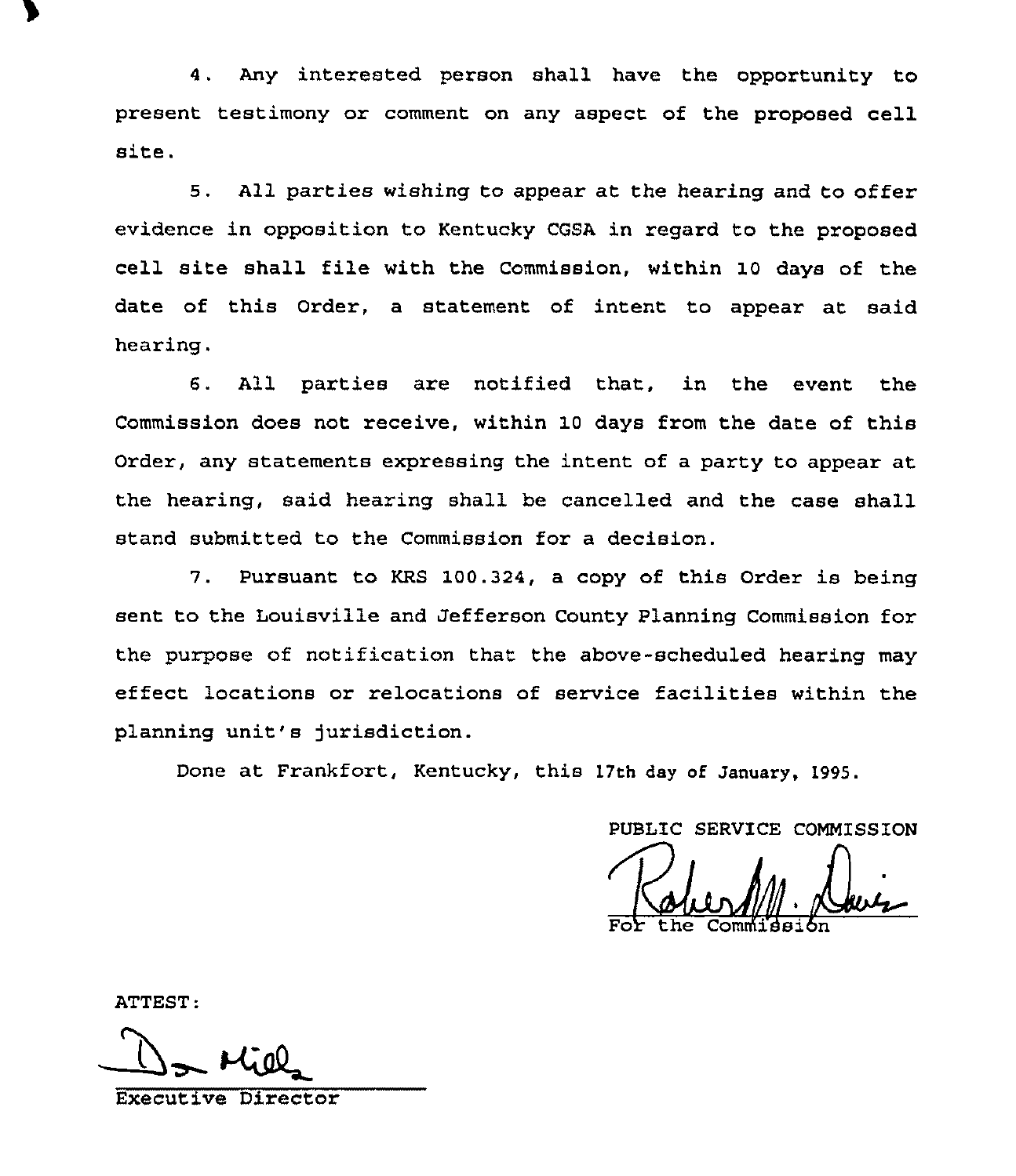4. Any interested person shall have the opportunity to present testimony or comment on any aspect of the proposed cell site.

5. All parties wishing to appear at the hearing and to offer evidence in opposition to Kentucky CGSA in regard to the proposed cell site shall file with the Commission, within 10 days of the date of this Order, a statement of intent to appear at said hearing.

6. All parties are notified that, in the event the Commission does not receive, within 10 days from the date of this Order, any statements expressing the intent of a party to appear at the hearing, said hearing shall be cancelled and the case shall stand submitted to the Commission for a decision.

7. Pursuant to KRS 100.324, a copy of this Order is being sent to the Louisville and Jefferson County Planning Commission for the purpose of notification that the above-scheduled hearing may effect locations or relocations of service facilities within the planning unit's jurisdiction.

Done at Frankfort, Kentucky, this 17th day of January, 1995.

PUBLIC SERVICE COMMISSION

For the Commission

ATTEST:

Executive Director